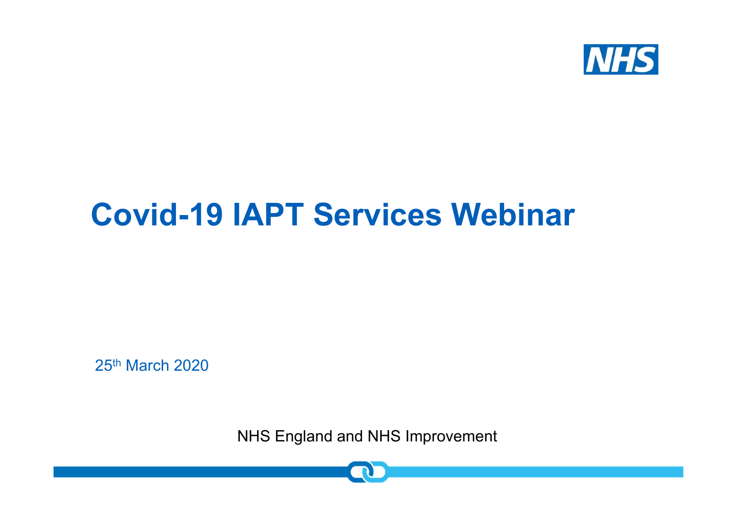# Covid-19 IAPT Services Webinar

25th March 2020

NHS England and NHS Improvement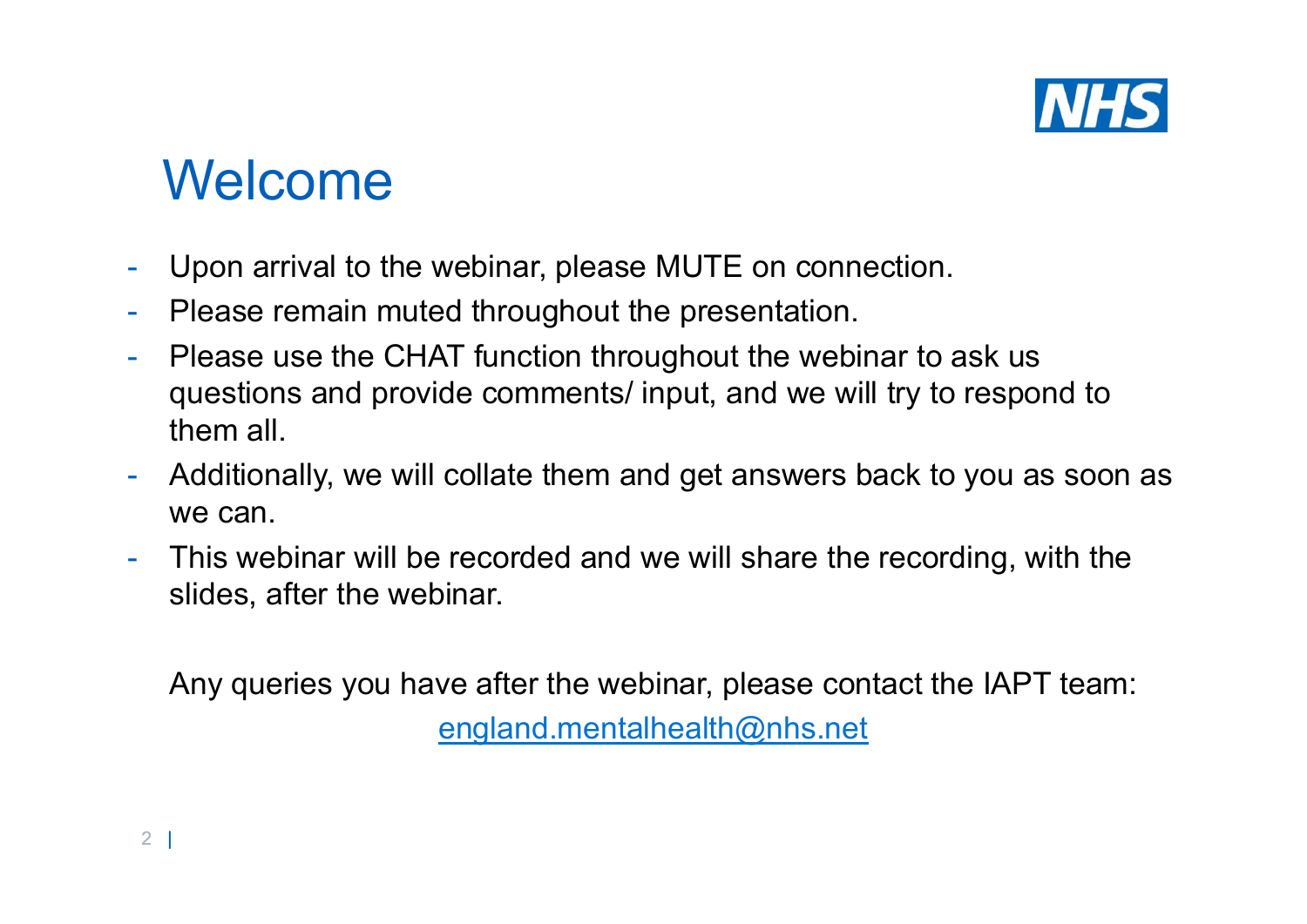# Welcome

- Upon arrival to the webinar, please MUTE on connection.
- Please remain muted throughout the presentation.
- Please use the CHAT function throughout the webinar to ask us questions and provide comments/ input, and we will try to respond to them all.
- Additionally, we will collate them and get answers back to you as soon as we can.
- This webinar will be recorded and we will share the recording, with the slides, after the webinar.

Any queries you have after the webinar, please contact the IAPT team:

england.mentalhealth@nhs.net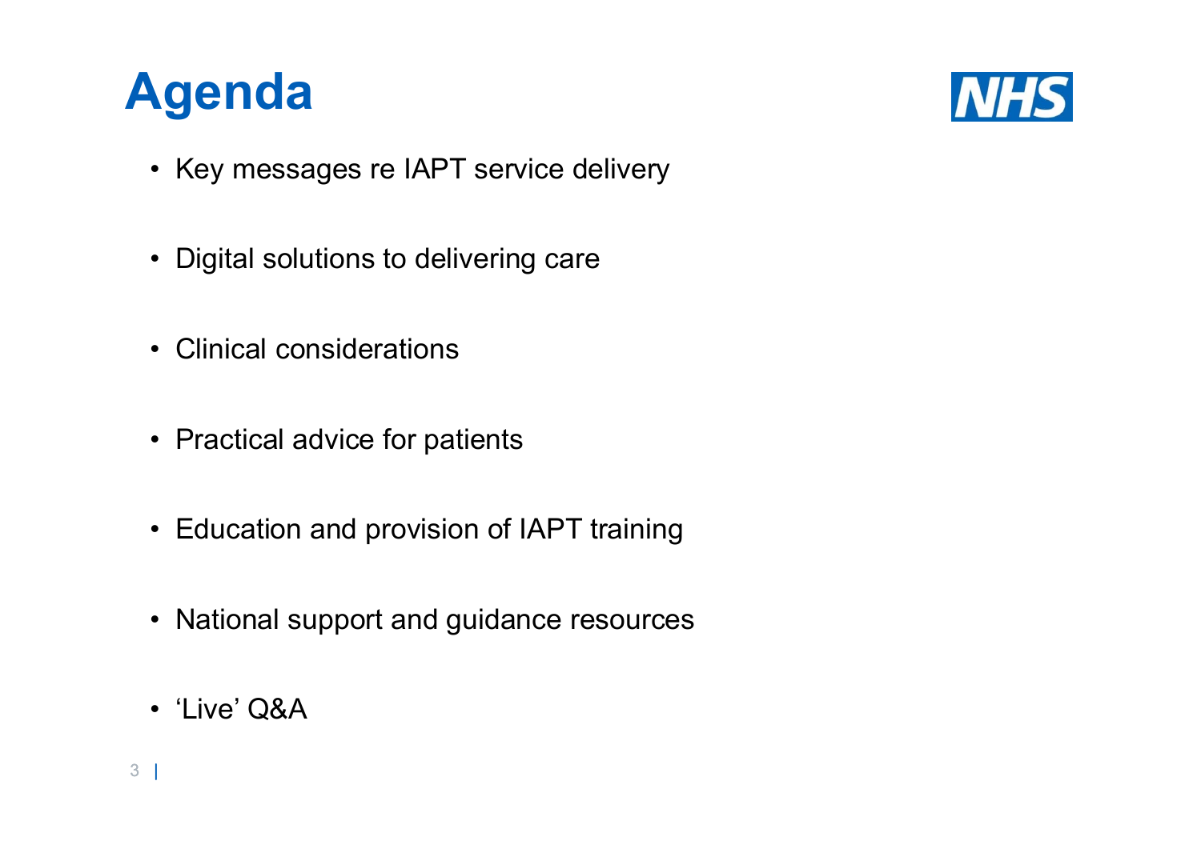# Agenda

- Key messages re IAPT service delivery
- Digital solutions to delivering care
- Clinical considerations
- Practical advice for patients
- Education and provision of IAPT training
- National support and guidance resources
- ‘Live’ Q&A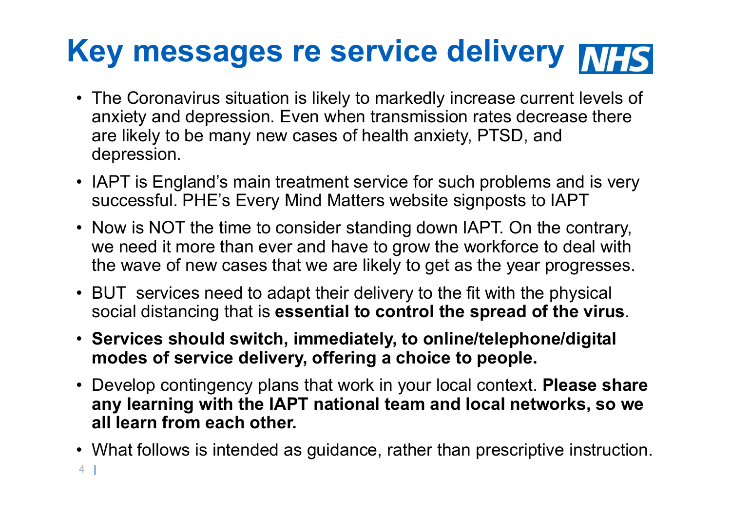# Key messages re service delivery

- The Coronavirus situation is likely to markedly increase current levels of anxiety and depression. Even when transmission rates decrease there are likely to be many new cases of health anxiety, PTSD, and depression.
- IAPT is England's main treatment service for such problems and is very successful. PHE's Every Mind Matters website signposts to IAPT
- Now is NOT the time to consider standing down IAPT. On the contrary, we need it more than ever and have to grow the workforce to deal with the wave of new cases that we are likely to get as the year progresses.
- BUT services need to adapt their delivery to the fit with the physical social distancing that is **essential to control the spread of the virus**.
- **Services should switch, immediately, to online/telephone/digital modes of service delivery, offering a choice to people.**
- Develop contingency plans that work in your local context. **Please share any learning with the IAPT national team and local networks, so we all learn from each other.**
- What follows is intended as guidance, rather than prescriptive instruction.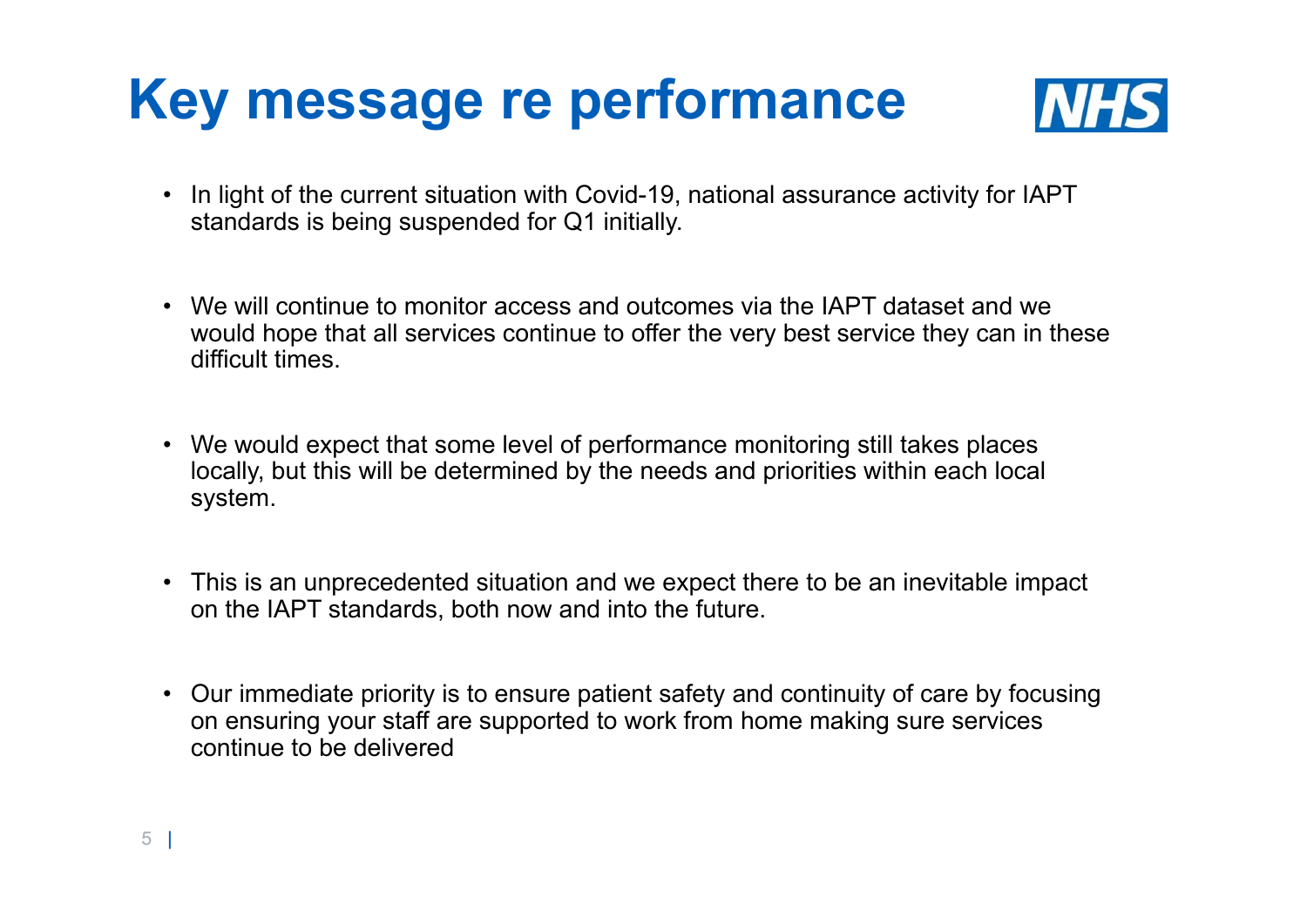# Key message re performance

- In light of the current situation with Covid-19, national assurance activity for IAPT standards is being suspended for Q1 initially.
- We will continue to monitor access and outcomes via the IAPT dataset and we would hope that all services continue to offer the very best service they can in these difficult times.
- We would expect that some level of performance monitoring still takes places locally, but this will be determined by the needs and priorities within each local system.
- This is an unprecedented situation and we expect there to be an inevitable impact on the IAPT standards, both now and into the future.
- Our immediate priority is to ensure patient safety and continuity of care by focusing on ensuring your staff are supported to work from home making sure services continue to be delivered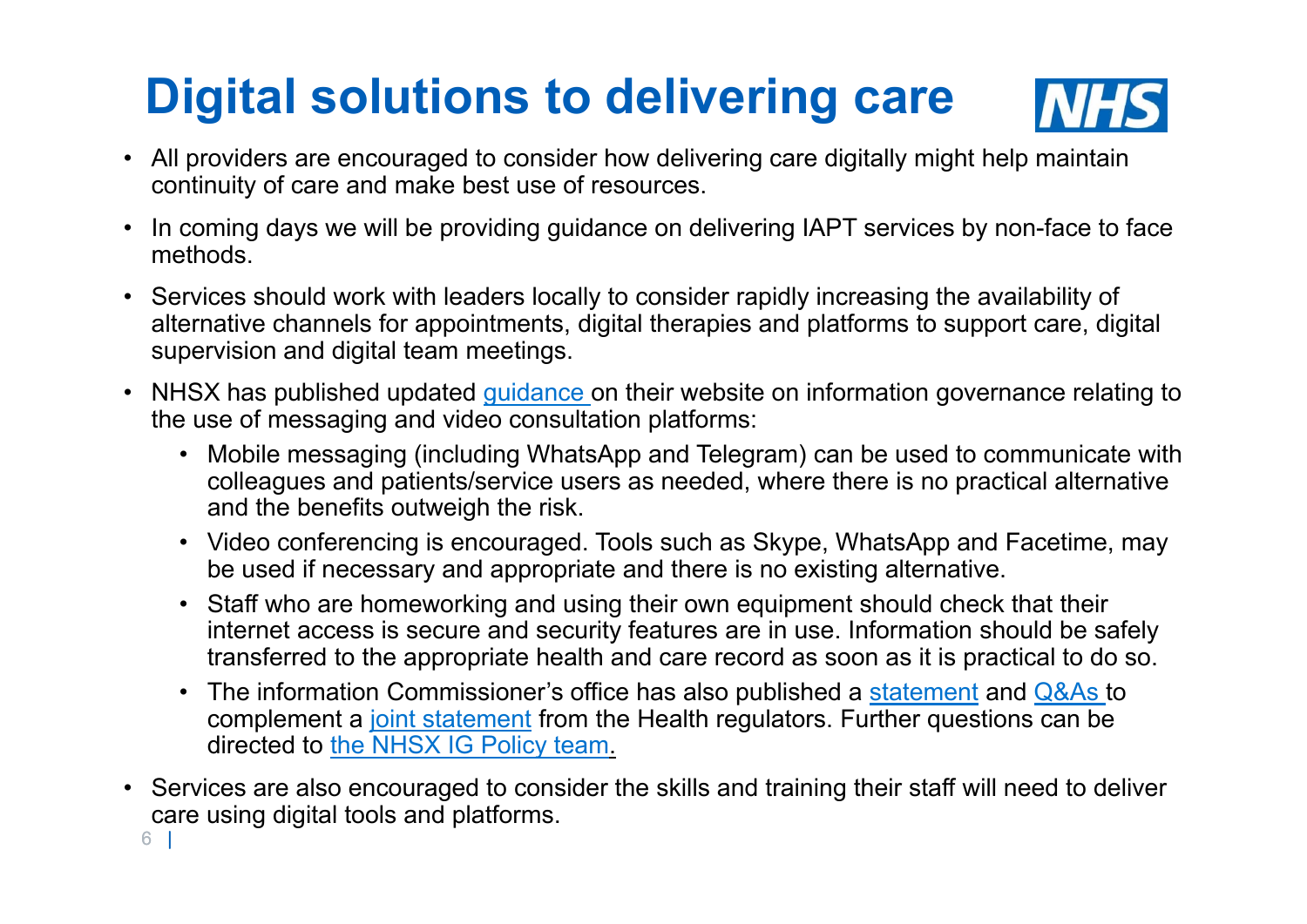# Digital solutions to delivering care

- All providers are encouraged to consider how delivering care digitally might help maintain continuity of care and make best use of resources.
- In coming days we will be providing guidance on delivering IAPT services by non-face to face methods.
- Services should work with leaders locally to consider rapidly increasing the availability of alternative channels for appointments, digital therapies and platforms to support care, digital supervision and digital team meetings.
- NHSX has published updated guidance on their website on information governance relating to the use of messaging and video consultation platforms:
  - Mobile messaging (including WhatsApp and Telegram) can be used to communicate with colleagues and patients/service users as needed, where there is no practical alternative and the benefits outweigh the risk.
  - Video conferencing is encouraged. Tools such as Skype, WhatsApp and Facetime, may be used if necessary and appropriate and there is no existing alternative.
  - Staff who are homeworking and using their own equipment should check that their internet access is secure and security features are in use. Information should be safely transferred to the appropriate health and care record as soon as it is practical to do so.
  - The information Commissioner's office has also published a statement and Q&As to complement a joint statement from the Health regulators. Further questions can be directed to the NHSX IG Policy team.
- Services are also encouraged to consider the skills and training their staff will need to deliver care using digital tools and platforms.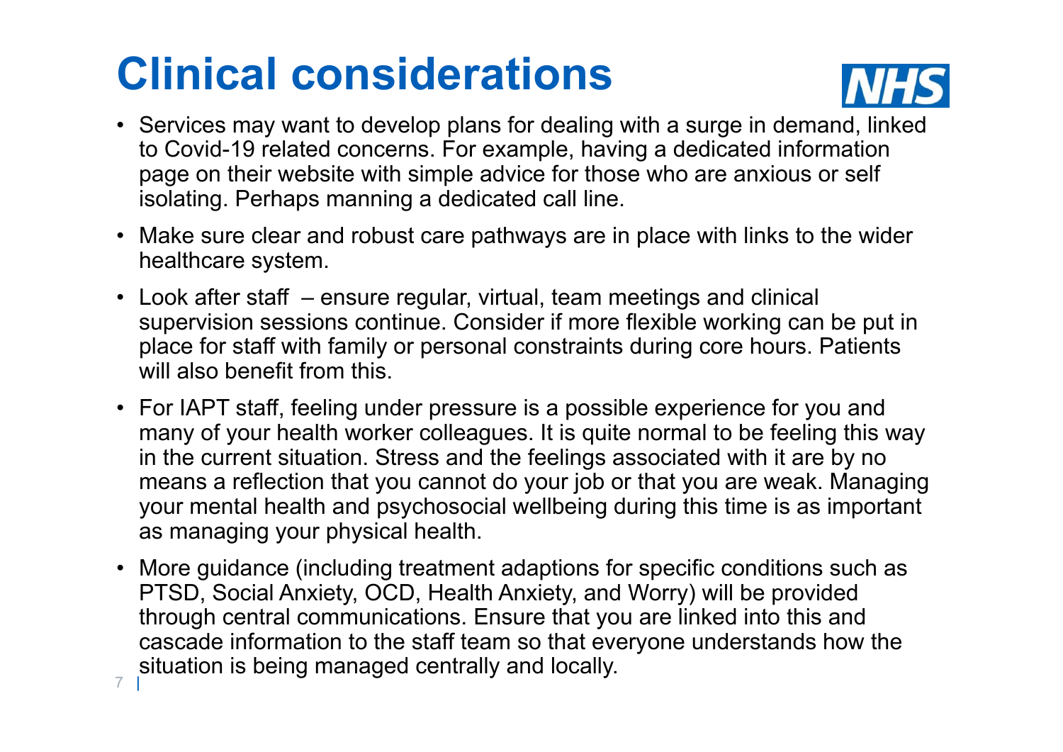# Clinical considerations

- Services may want to develop plans for dealing with a surge in demand, linked to Covid-19 related concerns. For example, having a dedicated information page on their website with simple advice for those who are anxious or self isolating. Perhaps manning a dedicated call line.
- Make sure clear and robust care pathways are in place with links to the wider healthcare system.
- Look after staff – ensure regular, virtual, team meetings and clinical supervision sessions continue. Consider if more flexible working can be put in place for staff with family or personal constraints during core hours. Patients will also benefit from this.
- For IAPT staff, feeling under pressure is a possible experience for you and many of your health worker colleagues. It is quite normal to be feeling this way in the current situation. Stress and the feelings associated with it are by no means a reflection that you cannot do your job or that you are weak. Managing your mental health and psychosocial wellbeing during this time is as important as managing your physical health.
- More guidance (including treatment adaptions for specific conditions such as PTSD, Social Anxiety, OCD, Health Anxiety, and Worry) will be provided through central communications. Ensure that you are linked into this and cascade information to the staff team so that everyone understands how the situation is being managed centrally and locally.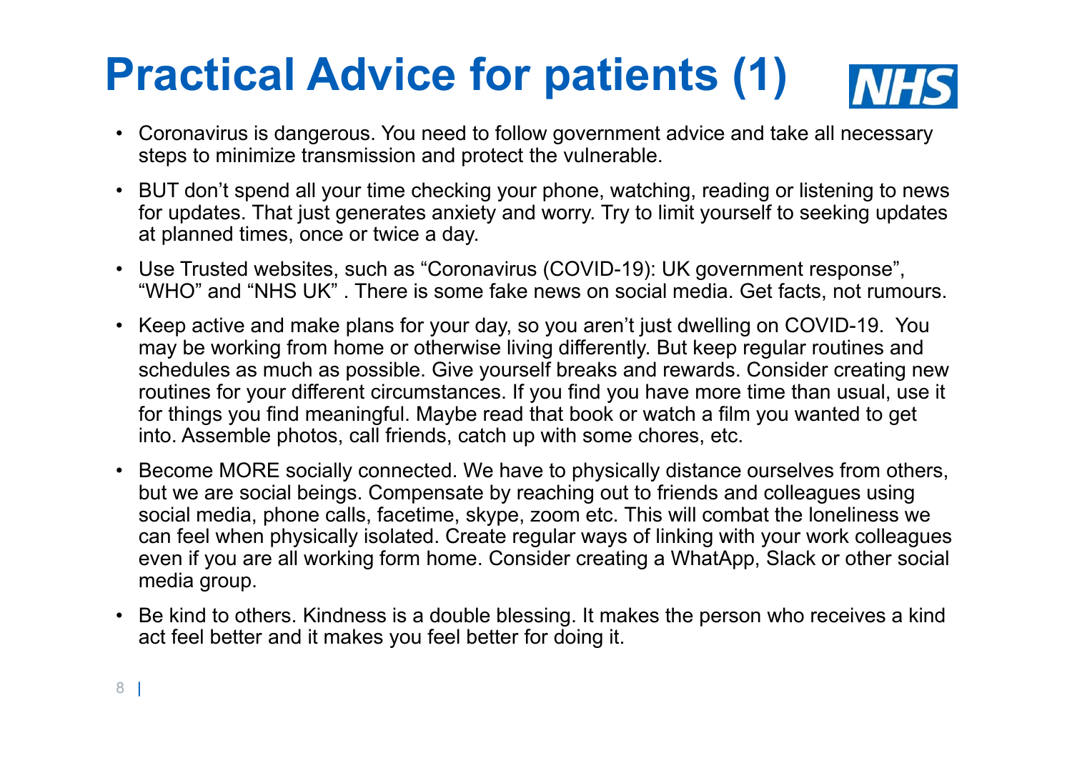# Practical Advice for patients (1)

- Coronavirus is dangerous. You need to follow government advice and take all necessary steps to minimize transmission and protect the vulnerable.
- BUT don't spend all your time checking your phone, watching, reading or listening to news for updates. That just generates anxiety and worry. Try to limit yourself to seeking updates at planned times, once or twice a day.
- Use Trusted websites, such as "Coronavirus (COVID-19): UK government response", "WHO" and "NHS UK" . There is some fake news on social media. Get facts, not rumours.
- Keep active and make plans for your day, so you aren't just dwelling on COVID-19. You may be working from home or otherwise living differently. But keep regular routines and schedules as much as possible. Give yourself breaks and rewards. Consider creating new routines for your different circumstances. If you find you have more time than usual, use it for things you find meaningful. Maybe read that book or watch a film you wanted to get into. Assemble photos, call friends, catch up with some chores, etc.
- Become MORE socially connected. We have to physically distance ourselves from others, but we are social beings. Compensate by reaching out to friends and colleagues using social media, phone calls, facetime, skype, zoom etc. This will combat the loneliness we can feel when physically isolated. Create regular ways of linking with your work colleagues even if you are all working form home. Consider creating a WhatApp, Slack or other social media group.
- Be kind to others. Kindness is a double blessing. It makes the person who receives a kind act feel better and it makes you feel better for doing it.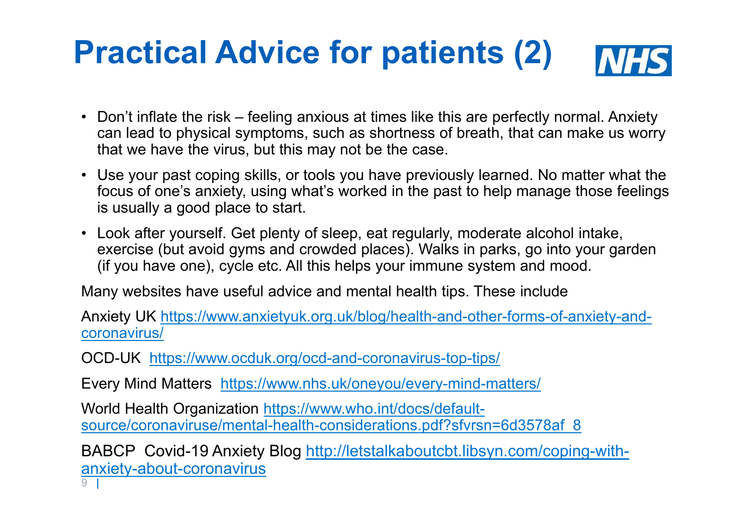# Practical Advice for patients (2)

- Don't inflate the risk – feeling anxious at times like this are perfectly normal. Anxiety can lead to physical symptoms, such as shortness of breath, that can make us worry that we have the virus, but this may not be the case.
- Use your past coping skills, or tools you have previously learned. No matter what the focus of one's anxiety, using what's worked in the past to help manage those feelings is usually a good place to start.
- Look after yourself. Get plenty of sleep, eat regularly, moderate alcohol intake, exercise (but avoid gyms and crowded places). Walks in parks, go into your garden (if you have one), cycle etc. All this helps your immune system and mood.

Many websites have useful advice and mental health tips. These include

Anxiety UK https://www.anxietyuk.org.uk/blog/health-and-other-forms-of-anxiety-and-coronavirus/

OCD-UK https://www.ocduk.org/ocd-and-coronavirus-top-tips/

Every Mind Matters https://www.nhs.uk/oneyou/every-mind-matters/

World Health Organization https://www.who.int/docs/default-source/coronaviruse/mental-health-considerations.pdf?sfvrsn=6d3578af_8

BABCP Covid-19 Anxiety Blog http://letstalkaboutcbt.libsyn.com/coping-with-anxiety-about-coronavirus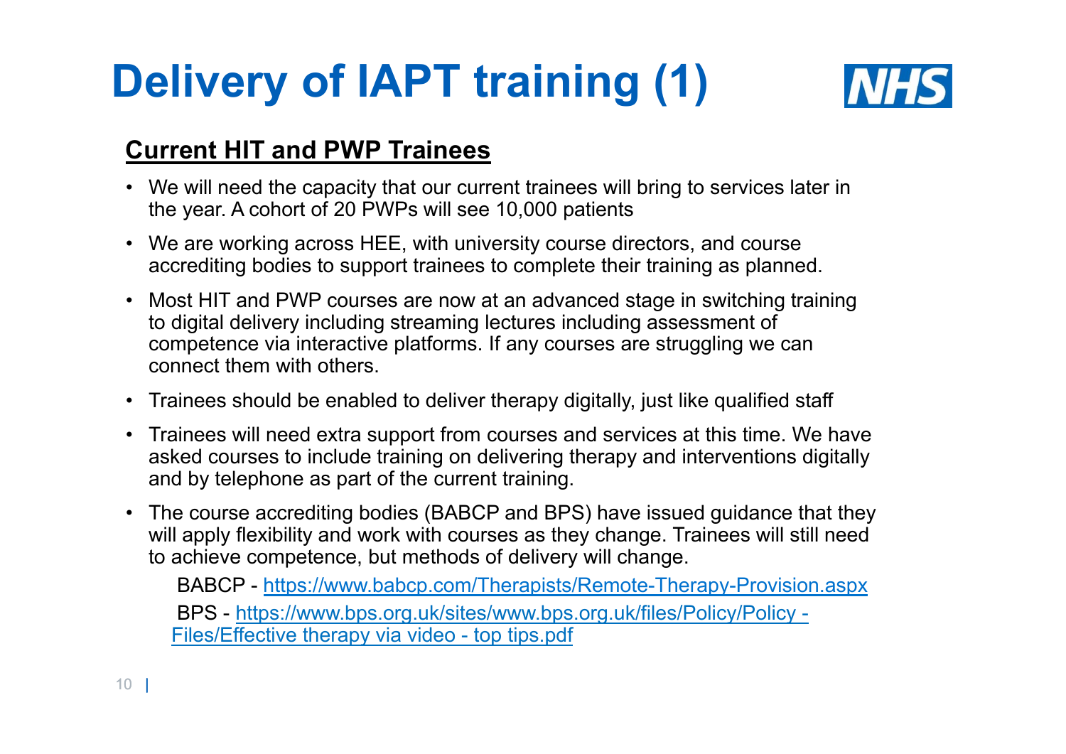# Delivery of IAPT training (1)

## Current HIT and PWP Trainees

- We will need the capacity that our current trainees will bring to services later in the year. A cohort of 20 PWPs will see 10,000 patients
- We are working across HEE, with university course directors, and course accrediting bodies to support trainees to complete their training as planned.
- Most HIT and PWP courses are now at an advanced stage in switching training to digital delivery including streaming lectures including assessment of competence via interactive platforms. If any courses are struggling we can connect them with others.
- Trainees should be enabled to deliver therapy digitally, just like qualified staff
- Trainees will need extra support from courses and services at this time. We have asked courses to include training on delivering therapy and interventions digitally and by telephone as part of the current training.
- The course accrediting bodies (BABCP and BPS) have issued guidance that they will apply flexibility and work with courses as they change. Trainees will still need to achieve competence, but methods of delivery will change.

  BABCP - https://www.babcp.com/Therapists/Remote-Therapy-Provision.aspx

  BPS - https://www.bps.org.uk/sites/www.bps.org.uk/files/Policy/Policy - Files/Effective therapy via video - top tips.pdf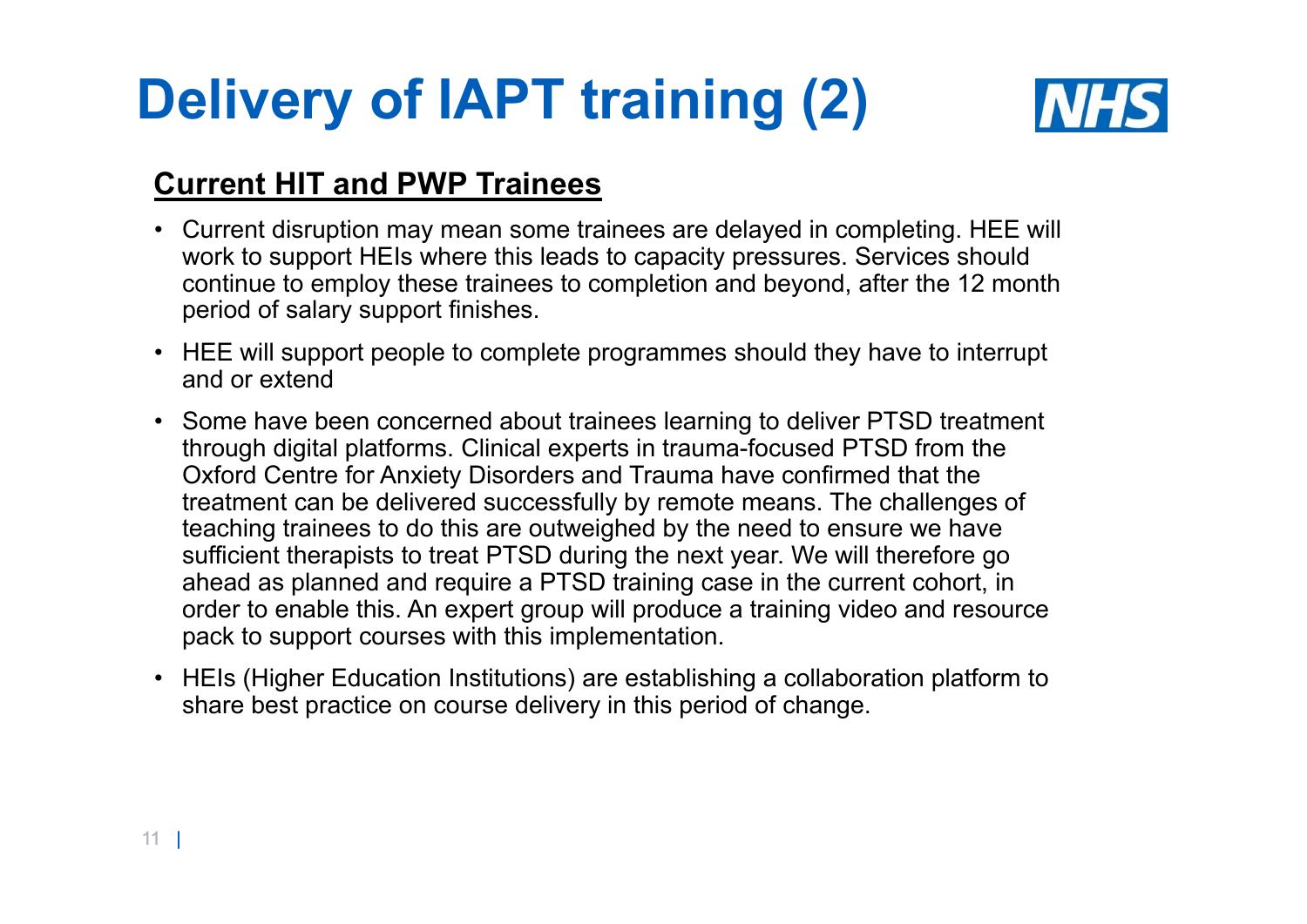# Delivery of IAPT training (2)

**Current HIT and PWP Trainees**

- Current disruption may mean some trainees are delayed in completing. HEE will work to support HEIs where this leads to capacity pressures. Services should continue to employ these trainees to completion and beyond, after the 12 month period of salary support finishes.
- HEE will support people to complete programmes should they have to interrupt and or extend
- Some have been concerned about trainees learning to deliver PTSD treatment through digital platforms. Clinical experts in trauma-focused PTSD from the Oxford Centre for Anxiety Disorders and Trauma have confirmed that the treatment can be delivered successfully by remote means. The challenges of teaching trainees to do this are outweighed by the need to ensure we have sufficient therapists to treat PTSD during the next year. We will therefore go ahead as planned and require a PTSD training case in the current cohort, in order to enable this. An expert group will produce a training video and resource pack to support courses with this implementation.
- HEIs (Higher Education Institutions) are establishing a collaboration platform to share best practice on course delivery in this period of change.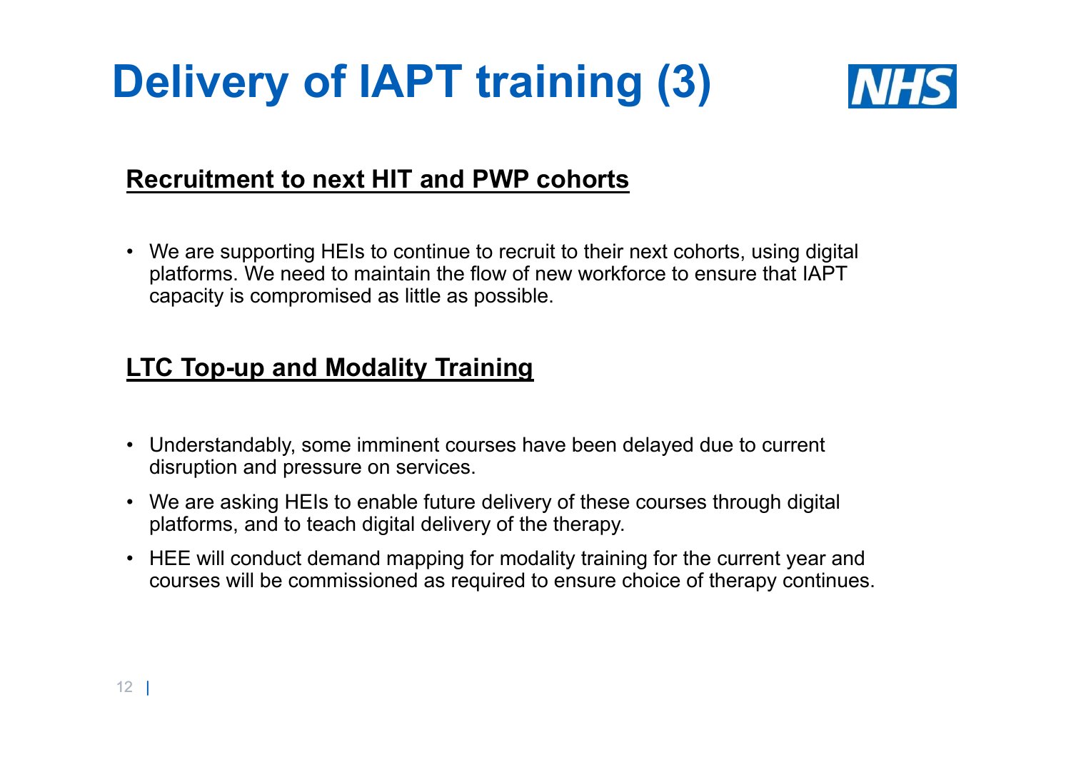# Delivery of IAPT training (3)

## Recruitment to next HIT and PWP cohorts

- We are supporting HEIs to continue to recruit to their next cohorts, using digital platforms. We need to maintain the flow of new workforce to ensure that IAPT capacity is compromised as little as possible.

## LTC Top-up and Modality Training

- Understandably, some imminent courses have been delayed due to current disruption and pressure on services.
- We are asking HEIs to enable future delivery of these courses through digital platforms, and to teach digital delivery of the therapy.
- HEE will conduct demand mapping for modality training for the current year and courses will be commissioned as required to ensure choice of therapy continues.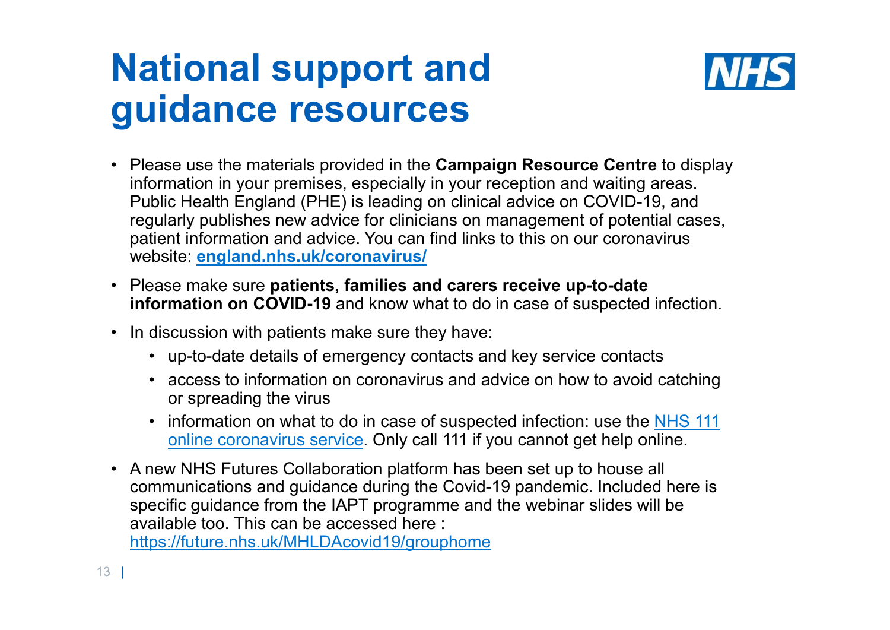# National support and guidance resources

- Please use the materials provided in the **Campaign Resource Centre** to display information in your premises, especially in your reception and waiting areas. Public Health England (PHE) is leading on clinical advice on COVID-19, and regularly publishes new advice for clinicians on management of potential cases, patient information and advice. You can find links to this on our coronavirus website: **england.nhs.uk/coronavirus/**
- Please make sure **patients, families and carers receive up-to-date information on COVID-19** and know what to do in case of suspected infection.
- In discussion with patients make sure they have:
  - up-to-date details of emergency contacts and key service contacts
  - access to information on coronavirus and advice on how to avoid catching or spreading the virus
  - information on what to do in case of suspected infection: use the NHS 111 online coronavirus service. Only call 111 if you cannot get help online.
- A new NHS Futures Collaboration platform has been set up to house all communications and guidance during the Covid-19 pandemic. Included here is specific guidance from the IAPT programme and the webinar slides will be available too. This can be accessed here : https://future.nhs.uk/MHLDAcovid19/grouphome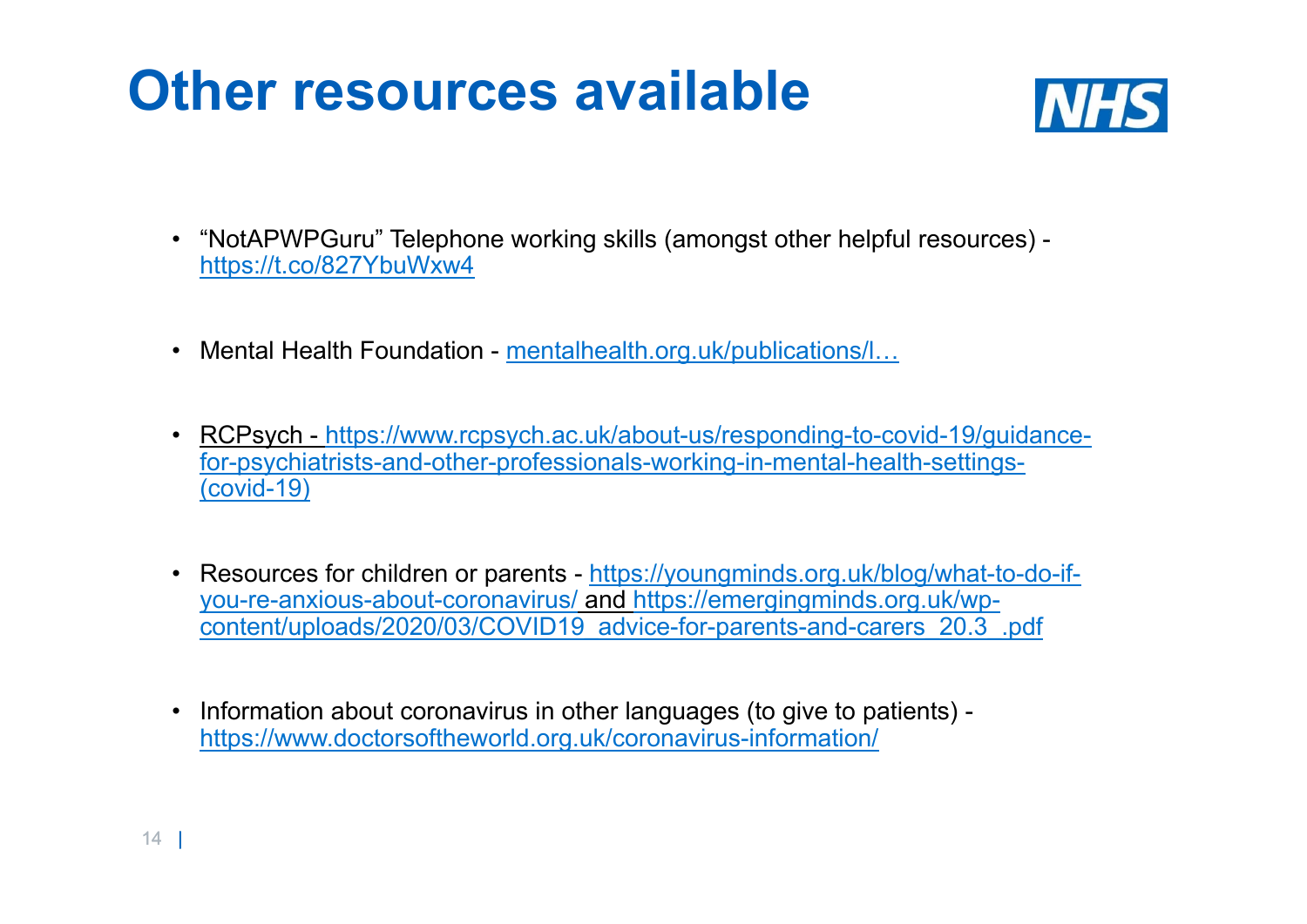# Other resources available

- "NotAPWPGuru" Telephone working skills (amongst other helpful resources) - https://t.co/827YbuWxw4
- Mental Health Foundation - mentalhealth.org.uk/publications/l…
- RCPsych - https://www.rcpsych.ac.uk/about-us/responding-to-covid-19/guidance-for-psychiatrists-and-other-professionals-working-in-mental-health-settings-(covid-19)
- Resources for children or parents - https://youngminds.org.uk/blog/what-to-do-if-you-re-anxious-about-coronavirus/ and https://emergingminds.org.uk/wp-content/uploads/2020/03/COVID19_advice-for-parents-and-carers_20.3_.pdf
- Information about coronavirus in other languages (to give to patients) - https://www.doctorsoftheworld.org.uk/coronavirus-information/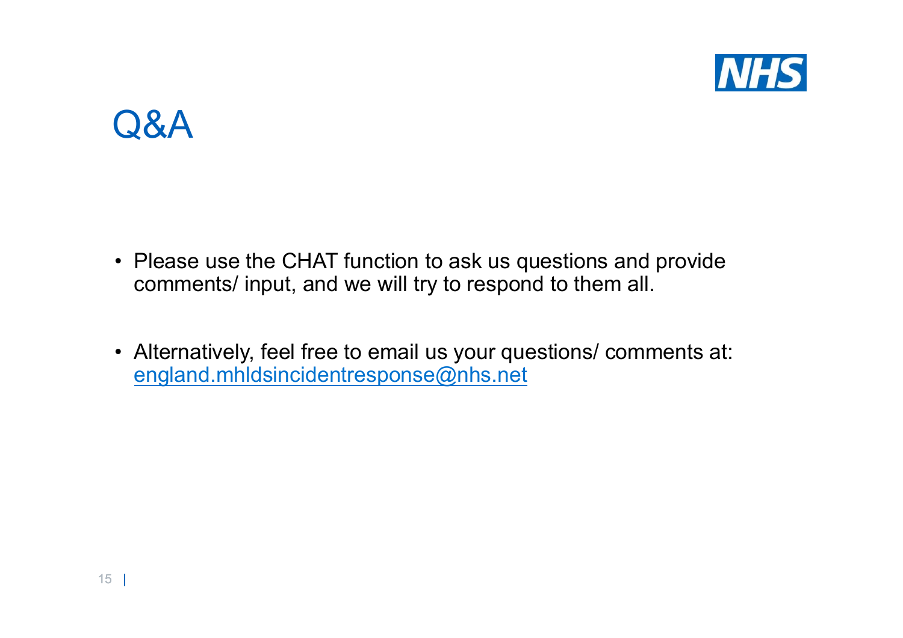# Q&A

- Please use the CHAT function to ask us questions and provide comments/ input, and we will try to respond to them all.
- Alternatively, feel free to email us your questions/ comments at: england.mhldsincidentresponse@nhs.net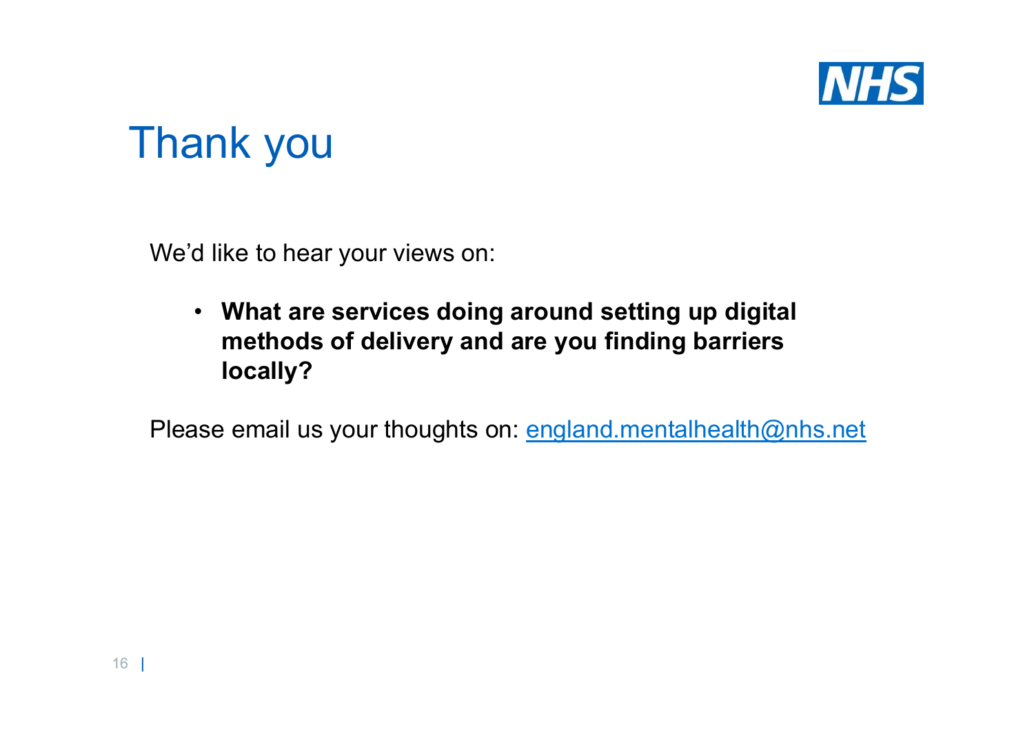# Thank you

We'd like to hear your views on:

- **What are services doing around setting up digital methods of delivery and are you finding barriers locally?**

Please email us your thoughts on: england.mentalhealth@nhs.net